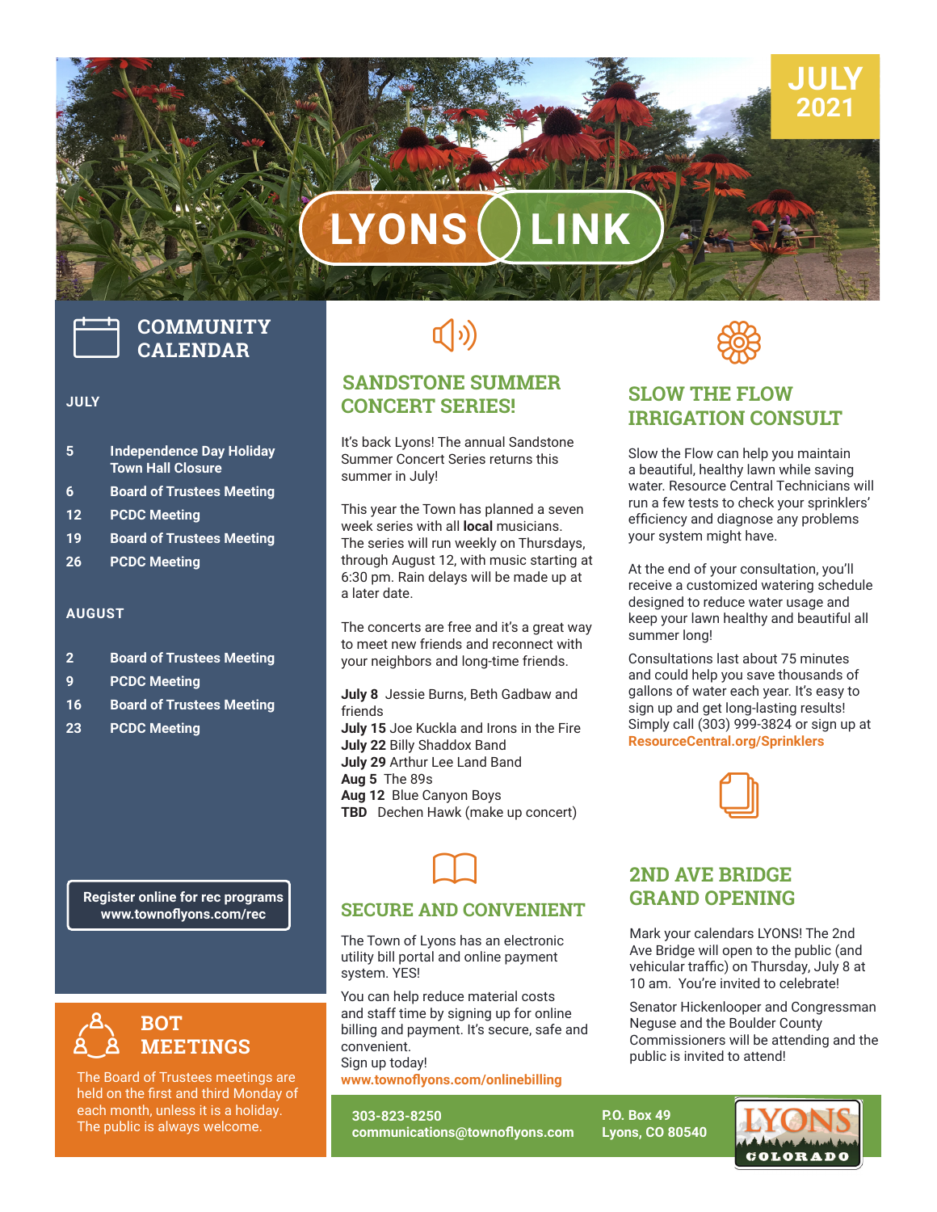# LYONS LINK

**JULY 2021**

## COMMUNITY CALENDAR

### JULY

| | |
|---|---|
| 5 | Independence Day Holiday Town Hall Closure |
| 6 | Board of Trustees Meeting |
| 12 | PCDC Meeting |
| 19 | Board of Trustees Meeting |
| 26 | PCDC Meeting |

### AUGUST

| | |
|---|---|
| 2 | Board of Trustees Meeting |
| 9 | PCDC Meeting |
| 16 | Board of Trustees Meeting |
| 23 | PCDC Meeting |

**Register online for rec programs**
**www.townoflyons.com/rec**

## BOT MEETINGS

The Board of Trustees meetings are held on the first and third Monday of each month, unless it is a holiday. The public is always welcome.

## SANDSTONE SUMMER CONCERT SERIES!

It's back Lyons! The annual Sandstone Summer Concert Series returns this summer in July!

This year the Town has planned a seven week series with all **local** musicians. The series will run weekly on Thursdays, through August 12, with music starting at 6:30 pm. Rain delays will be made up at a later date.

The concerts are free and it's a great way to meet new friends and reconnect with your neighbors and long-time friends.

**July 8** Jessie Burns, Beth Gadbaw and friends
**July 15** Joe Kuckla and Irons in the Fire
**July 22** Billy Shaddox Band
**July 29** Arthur Lee Land Band
**Aug 5** The 89s
**Aug 12** Blue Canyon Boys
**TBD** Dechen Hawk (make up concert)

## SECURE AND CONVENIENT

The Town of Lyons has an electronic utility bill portal and online payment system. YES!

You can help reduce material costs and staff time by signing up for online billing and payment. It's secure, safe and convenient.
Sign up today!
**www.townoflyons.com/onlinebilling**

## SLOW THE FLOW IRRIGATION CONSULT

Slow the Flow can help you maintain a beautiful, healthy lawn while saving water. Resource Central Technicians will run a few tests to check your sprinklers' efficiency and diagnose any problems your system might have.

At the end of your consultation, you'll receive a customized watering schedule designed to reduce water usage and keep your lawn healthy and beautiful all summer long!

Consultations last about 75 minutes and could help you save thousands of gallons of water each year. It's easy to sign up and get long-lasting results! Simply call (303) 999-3824 or sign up at **ResourceCentral.org/Sprinklers**

## 2ND AVE BRIDGE GRAND OPENING

Mark your calendars LYONS! The 2nd Ave Bridge will open to the public (and vehicular traffic) on Thursday, July 8 at 10 am. You're invited to celebrate!

Senator Hickenlooper and Congressman Neguse and the Boulder County Commissioners will be attending and the public is invited to attend!

**303-823-8250**
**communications@townoflyons.com**

**P.O. Box 49**
**Lyons, CO 80540**

LYONS COLORADO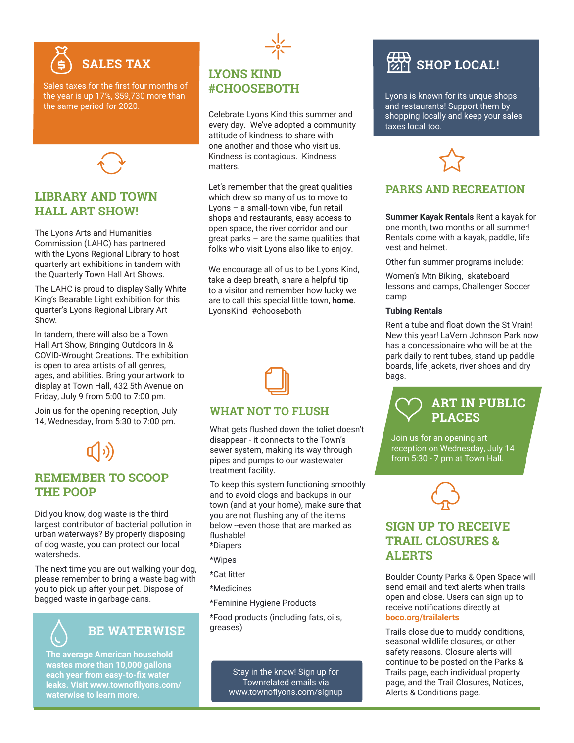## SALES TAX

Sales taxes for the first four months of the year is up 17%, $59,730 more than the same period for 2020.

## LIBRARY AND TOWN HALL ART SHOW!

The Lyons Arts and Humanities Commission (LAHC) has partnered with the Lyons Regional Library to host quarterly art exhibitions in tandem with the Quarterly Town Hall Art Shows.

The LAHC is proud to display Sally White King's Bearable Light exhibition for this quarter's Lyons Regional Library Art Show.

In tandem, there will also be a Town Hall Art Show, Bringing Outdoors In & COVID-Wrought Creations. The exhibition is open to area artists of all genres, ages, and abilities. Bring your artwork to display at Town Hall, 432 5th Avenue on Friday, July 9 from 5:00 to 7:00 pm.

Join us for the opening reception, July 14, Wednesday, from 5:30 to 7:00 pm.

## REMEMBER TO SCOOP THE POOP

Did you know, dog waste is the third largest contributor of bacterial pollution in urban waterways? By properly disposing of dog waste, you can protect our local watersheds.

The next time you are out walking your dog, please remember to bring a waste bag with you to pick up after your pet. Dispose of bagged waste in garbage cans.

## BE WATERWISE

**The average American household wastes more than 10,000 gallons each year from easy-to-fix water leaks. Visit www.townoflyons.com/waterwise to learn more.**

## LYONS KIND #CHOOSEBOTH

Celebrate Lyons Kind this summer and every day. We've adopted a community attitude of kindness to share with one another and those who visit us. Kindness is contagious. Kindness matters.

Let's remember that the great qualities which drew so many of us to move to Lyons – a small-town vibe, fun retail shops and restaurants, easy access to open space, the river corridor and our great parks – are the same qualities that folks who visit Lyons also like to enjoy.

We encourage all of us to be Lyons Kind, take a deep breath, share a helpful tip to a visitor and remember how lucky we are to call this special little town, **home**. LyonsKind #chooseboth

## WHAT NOT TO FLUSH

What gets flushed down the toliet doesn't disappear - it connects to the Town's sewer system, making its way through pipes and pumps to our wastewater treatment facility.

To keep this system functioning smoothly and to avoid clogs and backups in our town (and at your home), make sure that you are not flushing any of the items below --even those that are marked as flushable!

*Diapers

*Wipes

*Cat litter

*Medicines

*Feminine Hygiene Products

*Food products (including fats, oils, greases)

Stay in the know! Sign up for Townrelated emails via www.townoflyons.com/signup

## SHOP LOCAL!

Lyons is known for its unque shops and restaurants! Support them by shopping locally and keep your sales taxes local too.

## PARKS AND RECREATION

**Summer Kayak Rentals** Rent a kayak for one month, two months or all summer! Rentals come with a kayak, paddle, life vest and helmet.

Other fun summer programs include:

Women's Mtn Biking, skateboard lessons and camps, Challenger Soccer camp

**Tubing Rentals**

Rent a tube and float down the St Vrain! New this year! LaVern Johnson Park now has a concessionaire who will be at the park daily to rent tubes, stand up paddle boards, life jackets, river shoes and dry bags.

## ART IN PUBLIC PLACES

Join us for an opening art reception on Wednesday, July 14 from 5:30 - 7 pm at Town Hall.

## SIGN UP TO RECEIVE TRAIL CLOSURES & ALERTS

Boulder County Parks & Open Space will send email and text alerts when trails open and close. Users can sign up to receive notifications directly at **boco.org/trailalerts**

Trails close due to muddy conditions, seasonal wildlife closures, or other safety reasons. Closure alerts will continue to be posted on the Parks & Trails page, each individual property page, and the Trail Closures, Notices, Alerts & Conditions page.